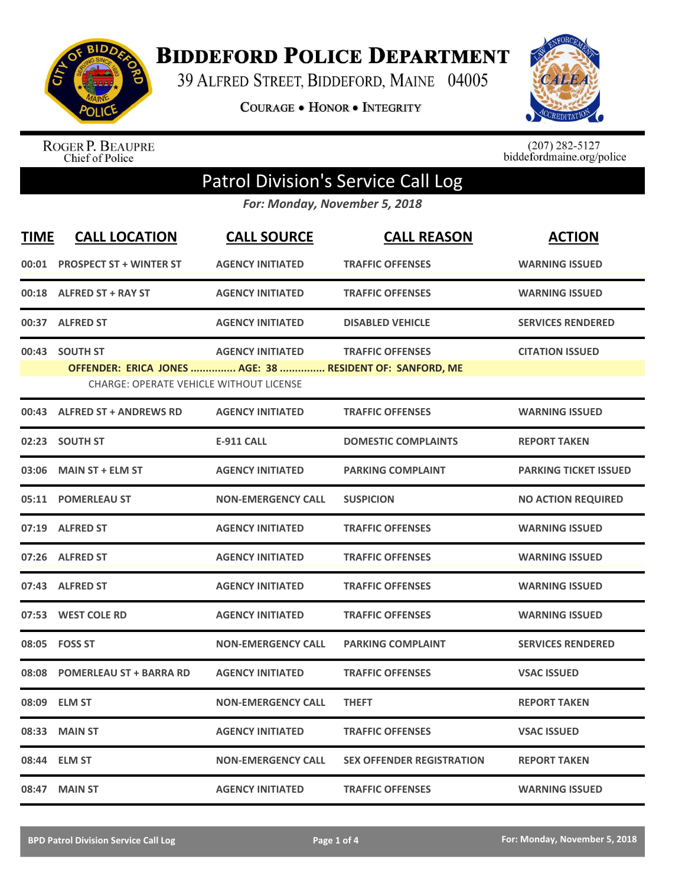# BIDDEFORD POLICE DEPARTMENT

39 ALFRED STREET, BIDDEFORD, MAINE 04005

COURAGE • HONOR • INTEGRITY

ROGER P. BEAUPRE
Chief of Police

(207) 282-5127
biddefordmaine.org/police

## Patrol Division's Service Call Log

*For: Monday, November 5, 2018*

| TIME | CALL LOCATION | CALL SOURCE | CALL REASON | ACTION |
|---|---|---|---|---|
| 00:01 | PROSPECT ST + WINTER ST | AGENCY INITIATED | TRAFFIC OFFENSES | WARNING ISSUED |
| 00:18 | ALFRED ST + RAY ST | AGENCY INITIATED | TRAFFIC OFFENSES | WARNING ISSUED |
| 00:37 | ALFRED ST | AGENCY INITIATED | DISABLED VEHICLE | SERVICES RENDERED |
| 00:43 | SOUTH ST | AGENCY INITIATED | TRAFFIC OFFENSES | CITATION ISSUED |
| | OFFENDER: ERICA JONES ............... AGE: 38 ............... RESIDENT OF: SANFORD, ME | | | |
| | CHARGE: OPERATE VEHICLE WITHOUT LICENSE | | | |
| 00:43 | ALFRED ST + ANDREWS RD | AGENCY INITIATED | TRAFFIC OFFENSES | WARNING ISSUED |
| 02:23 | SOUTH ST | E-911 CALL | DOMESTIC COMPLAINTS | REPORT TAKEN |
| 03:06 | MAIN ST + ELM ST | AGENCY INITIATED | PARKING COMPLAINT | PARKING TICKET ISSUED |
| 05:11 | POMERLEAU ST | NON-EMERGENCY CALL | SUSPICION | NO ACTION REQUIRED |
| 07:19 | ALFRED ST | AGENCY INITIATED | TRAFFIC OFFENSES | WARNING ISSUED |
| 07:26 | ALFRED ST | AGENCY INITIATED | TRAFFIC OFFENSES | WARNING ISSUED |
| 07:43 | ALFRED ST | AGENCY INITIATED | TRAFFIC OFFENSES | WARNING ISSUED |
| 07:53 | WEST COLE RD | AGENCY INITIATED | TRAFFIC OFFENSES | WARNING ISSUED |
| 08:05 | FOSS ST | NON-EMERGENCY CALL | PARKING COMPLAINT | SERVICES RENDERED |
| 08:08 | POMERLEAU ST + BARRA RD | AGENCY INITIATED | TRAFFIC OFFENSES | VSAC ISSUED |
| 08:09 | ELM ST | NON-EMERGENCY CALL | THEFT | REPORT TAKEN |
| 08:33 | MAIN ST | AGENCY INITIATED | TRAFFIC OFFENSES | VSAC ISSUED |
| 08:44 | ELM ST | NON-EMERGENCY CALL | SEX OFFENDER REGISTRATION | REPORT TAKEN |
| 08:47 | MAIN ST | AGENCY INITIATED | TRAFFIC OFFENSES | WARNING ISSUED |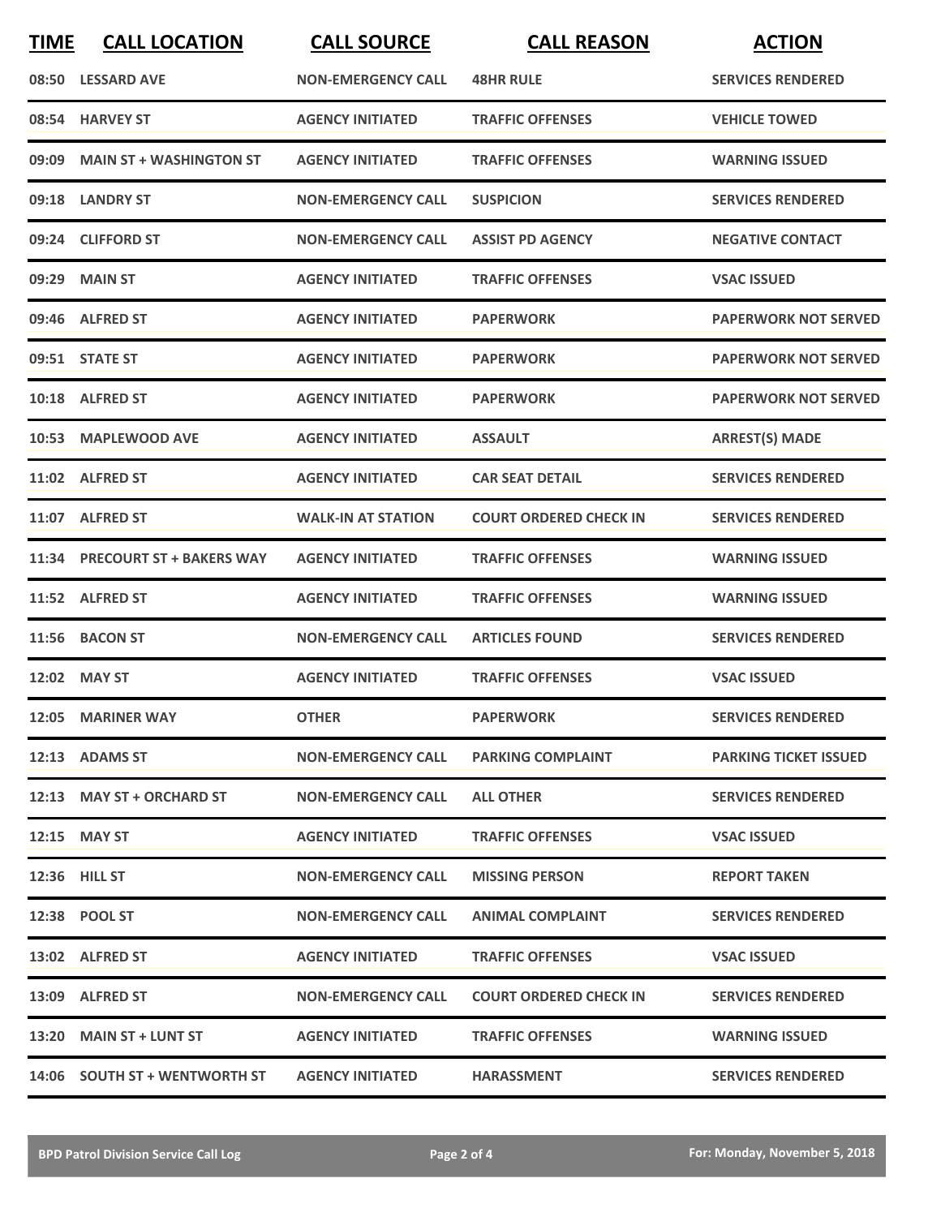| TIME | CALL LOCATION | CALL SOURCE | CALL REASON | ACTION |
|---|---|---|---|---|
| 08:50 | LESSARD AVE | NON-EMERGENCY CALL | 48HR RULE | SERVICES RENDERED |
| 08:54 | HARVEY ST | AGENCY INITIATED | TRAFFIC OFFENSES | VEHICLE TOWED |
| 09:09 | MAIN ST + WASHINGTON ST | AGENCY INITIATED | TRAFFIC OFFENSES | WARNING ISSUED |
| 09:18 | LANDRY ST | NON-EMERGENCY CALL | SUSPICION | SERVICES RENDERED |
| 09:24 | CLIFFORD ST | NON-EMERGENCY CALL | ASSIST PD AGENCY | NEGATIVE CONTACT |
| 09:29 | MAIN ST | AGENCY INITIATED | TRAFFIC OFFENSES | VSAC ISSUED |
| 09:46 | ALFRED ST | AGENCY INITIATED | PAPERWORK | PAPERWORK NOT SERVED |
| 09:51 | STATE ST | AGENCY INITIATED | PAPERWORK | PAPERWORK NOT SERVED |
| 10:18 | ALFRED ST | AGENCY INITIATED | PAPERWORK | PAPERWORK NOT SERVED |
| 10:53 | MAPLEWOOD AVE | AGENCY INITIATED | ASSAULT | ARREST(S) MADE |
| 11:02 | ALFRED ST | AGENCY INITIATED | CAR SEAT DETAIL | SERVICES RENDERED |
| 11:07 | ALFRED ST | WALK-IN AT STATION | COURT ORDERED CHECK IN | SERVICES RENDERED |
| 11:34 | PRECOURT ST + BAKERS WAY | AGENCY INITIATED | TRAFFIC OFFENSES | WARNING ISSUED |
| 11:52 | ALFRED ST | AGENCY INITIATED | TRAFFIC OFFENSES | WARNING ISSUED |
| 11:56 | BACON ST | NON-EMERGENCY CALL | ARTICLES FOUND | SERVICES RENDERED |
| 12:02 | MAY ST | AGENCY INITIATED | TRAFFIC OFFENSES | VSAC ISSUED |
| 12:05 | MARINER WAY | OTHER | PAPERWORK | SERVICES RENDERED |
| 12:13 | ADAMS ST | NON-EMERGENCY CALL | PARKING COMPLAINT | PARKING TICKET ISSUED |
| 12:13 | MAY ST + ORCHARD ST | NON-EMERGENCY CALL | ALL OTHER | SERVICES RENDERED |
| 12:15 | MAY ST | AGENCY INITIATED | TRAFFIC OFFENSES | VSAC ISSUED |
| 12:36 | HILL ST | NON-EMERGENCY CALL | MISSING PERSON | REPORT TAKEN |
| 12:38 | POOL ST | NON-EMERGENCY CALL | ANIMAL COMPLAINT | SERVICES RENDERED |
| 13:02 | ALFRED ST | AGENCY INITIATED | TRAFFIC OFFENSES | VSAC ISSUED |
| 13:09 | ALFRED ST | NON-EMERGENCY CALL | COURT ORDERED CHECK IN | SERVICES RENDERED |
| 13:20 | MAIN ST + LUNT ST | AGENCY INITIATED | TRAFFIC OFFENSES | WARNING ISSUED |
| 14:06 | SOUTH ST + WENTWORTH ST | AGENCY INITIATED | HARASSMENT | SERVICES RENDERED |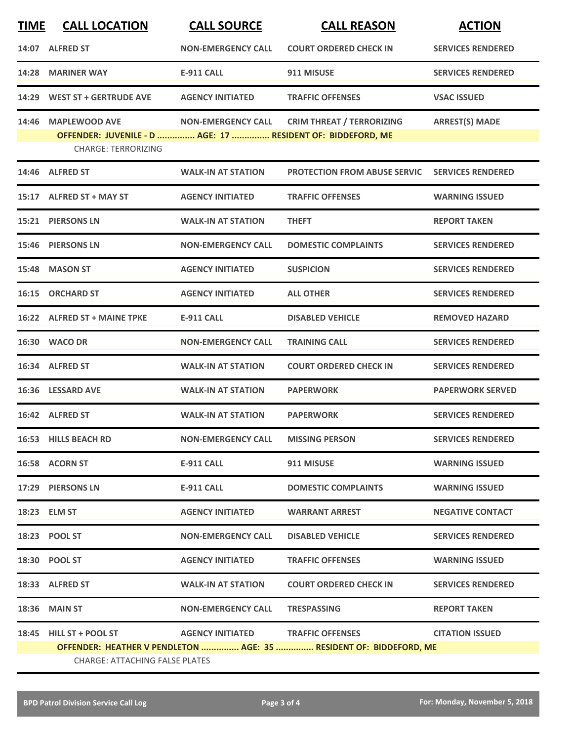| TIME | CALL LOCATION | CALL SOURCE | CALL REASON | ACTION |
|---|---|---|---|---|
| 14:07 | ALFRED ST | NON-EMERGENCY CALL | COURT ORDERED CHECK IN | SERVICES RENDERED |
| 14:28 | MARINER WAY | E-911 CALL | 911 MISUSE | SERVICES RENDERED |
| 14:29 | WEST ST + GERTRUDE AVE | AGENCY INITIATED | TRAFFIC OFFENSES | VSAC ISSUED |
| 14:46 | MAPLEWOOD AVE | NON-EMERGENCY CALL | CRIM THREAT / TERRORIZING | ARREST(S) MADE |
| | OFFENDER: JUVENILE - D ............... AGE: 17 ............... RESIDENT OF: BIDDEFORD, ME | | | |
| | CHARGE: TERRORIZING | | | |
| 14:46 | ALFRED ST | WALK-IN AT STATION | PROTECTION FROM ABUSE SERVIC | SERVICES RENDERED |
| 15:17 | ALFRED ST + MAY ST | AGENCY INITIATED | TRAFFIC OFFENSES | WARNING ISSUED |
| 15:21 | PIERSONS LN | WALK-IN AT STATION | THEFT | REPORT TAKEN |
| 15:46 | PIERSONS LN | NON-EMERGENCY CALL | DOMESTIC COMPLAINTS | SERVICES RENDERED |
| 15:48 | MASON ST | AGENCY INITIATED | SUSPICION | SERVICES RENDERED |
| 16:15 | ORCHARD ST | AGENCY INITIATED | ALL OTHER | SERVICES RENDERED |
| 16:22 | ALFRED ST + MAINE TPKE | E-911 CALL | DISABLED VEHICLE | REMOVED HAZARD |
| 16:30 | WACO DR | NON-EMERGENCY CALL | TRAINING CALL | SERVICES RENDERED |
| 16:34 | ALFRED ST | WALK-IN AT STATION | COURT ORDERED CHECK IN | SERVICES RENDERED |
| 16:36 | LESSARD AVE | WALK-IN AT STATION | PAPERWORK | PAPERWORK SERVED |
| 16:42 | ALFRED ST | WALK-IN AT STATION | PAPERWORK | SERVICES RENDERED |
| 16:53 | HILLS BEACH RD | NON-EMERGENCY CALL | MISSING PERSON | SERVICES RENDERED |
| 16:58 | ACORN ST | E-911 CALL | 911 MISUSE | WARNING ISSUED |
| 17:29 | PIERSONS LN | E-911 CALL | DOMESTIC COMPLAINTS | WARNING ISSUED |
| 18:23 | ELM ST | AGENCY INITIATED | WARRANT ARREST | NEGATIVE CONTACT |
| 18:23 | POOL ST | NON-EMERGENCY CALL | DISABLED VEHICLE | SERVICES RENDERED |
| 18:30 | POOL ST | AGENCY INITIATED | TRAFFIC OFFENSES | WARNING ISSUED |
| 18:33 | ALFRED ST | WALK-IN AT STATION | COURT ORDERED CHECK IN | SERVICES RENDERED |
| 18:36 | MAIN ST | NON-EMERGENCY CALL | TRESPASSING | REPORT TAKEN |
| 18:45 | HILL ST + POOL ST | AGENCY INITIATED | TRAFFIC OFFENSES | CITATION ISSUED |
| | OFFENDER: HEATHER V PENDLETON ............... AGE: 35 ............... RESIDENT OF: BIDDEFORD, ME | | | |
| | CHARGE: ATTACHING FALSE PLATES | | | |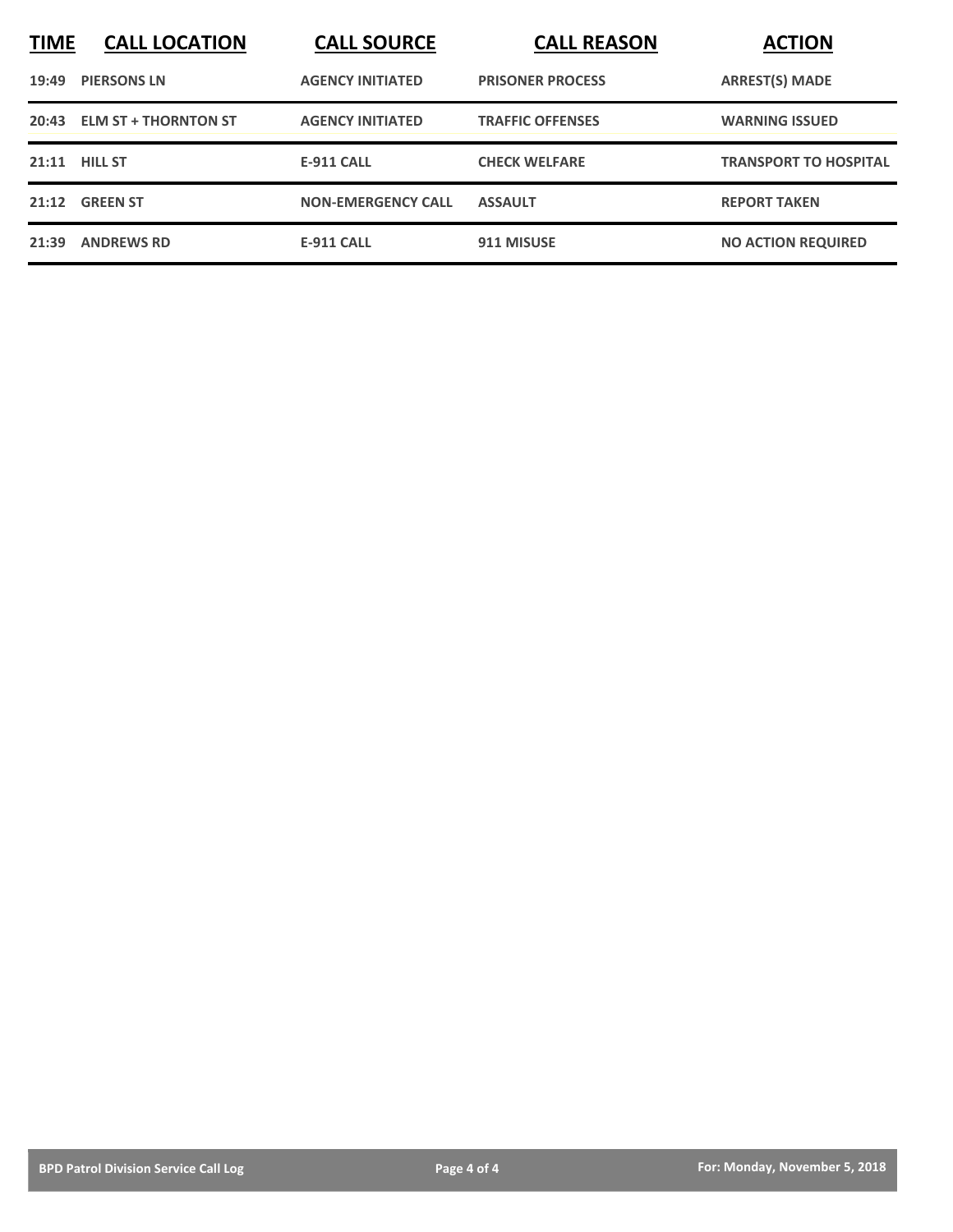| TIME | CALL LOCATION | CALL SOURCE | CALL REASON | ACTION |
| --- | --- | --- | --- | --- |
| 19:49 | PIERSONS LN | AGENCY INITIATED | PRISONER PROCESS | ARREST(S) MADE |
| 20:43 | ELM ST + THORNTON ST | AGENCY INITIATED | TRAFFIC OFFENSES | WARNING ISSUED |
| 21:11 | HILL ST | E-911 CALL | CHECK WELFARE | TRANSPORT TO HOSPITAL |
| 21:12 | GREEN ST | NON-EMERGENCY CALL | ASSAULT | REPORT TAKEN |
| 21:39 | ANDREWS RD | E-911 CALL | 911 MISUSE | NO ACTION REQUIRED |